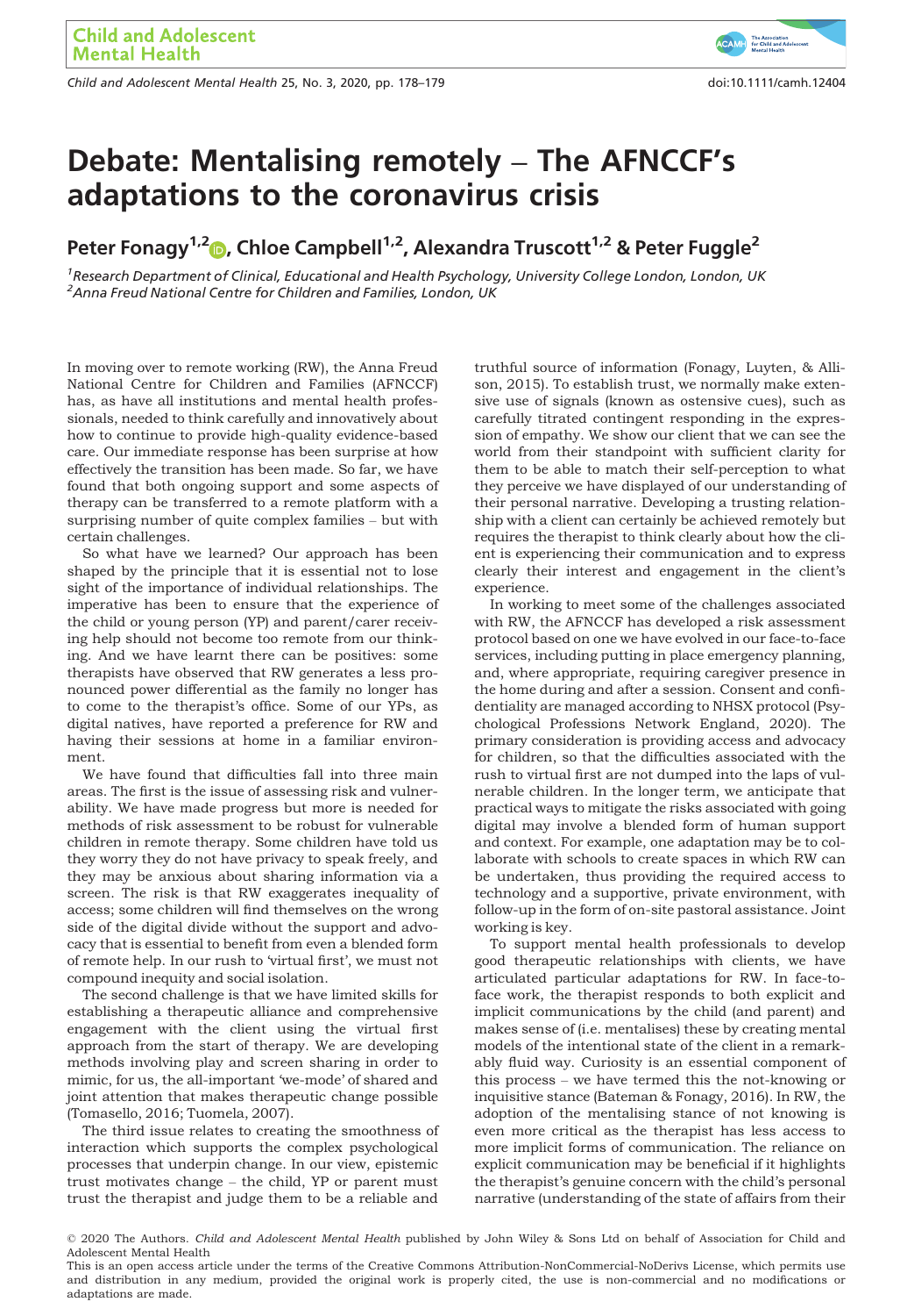# Debate: Mentalising remotely – The AFNCCF's adaptations to the coronavirus crisis

**Peter Fonagy[1,2], Chloe Campbell[1,2], Alexandra Truscott[1,2] & Peter Fuggle[2]**

[1] *Research Department of Clinical, Educational and Health Psychology, University College London, London, UK*
[2] *Anna Freud National Centre for Children and Families, London, UK*

In moving over to remote working (RW), the Anna Freud National Centre for Children and Families (AFNCCF) has, as have all institutions and mental health professionals, needed to think carefully and innovatively about how to continue to provide high-quality evidence-based care. Our immediate response has been surprise at how effectively the transition has been made. So far, we have found that both ongoing support and some aspects of therapy can be transferred to a remote platform with a surprising number of quite complex families – but with certain challenges.

So what have we learned? Our approach has been shaped by the principle that it is essential not to lose sight of the importance of individual relationships. The imperative has been to ensure that the experience of the child or young person (YP) and parent/carer receiving help should not become too remote from our thinking. And we have learnt there can be positives: some therapists have observed that RW generates a less pronounced power differential as the family no longer has to come to the therapist's office. Some of our YPs, as digital natives, have reported a preference for RW and having their sessions at home in a familiar environment.

We have found that difficulties fall into three main areas. The first is the issue of assessing risk and vulnerability. We have made progress but more is needed for methods of risk assessment to be robust for vulnerable children in remote therapy. Some children have told us they worry they do not have privacy to speak freely, and they may be anxious about sharing information via a screen. The risk is that RW exaggerates inequality of access; some children will find themselves on the wrong side of the digital divide without the support and advocacy that is essential to benefit from even a blended form of remote help. In our rush to 'virtual first', we must not compound inequity and social isolation.

The second challenge is that we have limited skills for establishing a therapeutic alliance and comprehensive engagement with the client using the virtual first approach from the start of therapy. We are developing methods involving play and screen sharing in order to mimic, for us, the all-important 'we-mode' of shared and joint attention that makes therapeutic change possible (Tomasello, 2016; Tuomela, 2007).

The third issue relates to creating the smoothness of interaction which supports the complex psychological processes that underpin change. In our view, epistemic trust motivates change – the child, YP or parent must trust the therapist and judge them to be a reliable and truthful source of information (Fonagy, Luyten, & Allison, 2015). To establish trust, we normally make extensive use of signals (known as ostensive cues), such as carefully titrated contingent responding in the expression of empathy. We show our client that we can see the world from their standpoint with sufficient clarity for them to be able to match their self-perception to what they perceive we have displayed of our understanding of their personal narrative. Developing a trusting relationship with a client can certainly be achieved remotely but requires the therapist to think clearly about how the client is experiencing their communication and to express clearly their interest and engagement in the client's experience.

In working to meet some of the challenges associated with RW, the AFNCCF has developed a risk assessment protocol based on one we have evolved in our face-to-face services, including putting in place emergency planning, and, where appropriate, requiring caregiver presence in the home during and after a session. Consent and confidentiality are managed according to NHSX protocol (Psychological Professions Network England, 2020). The primary consideration is providing access and advocacy for children, so that the difficulties associated with the rush to virtual first are not dumped into the laps of vulnerable children. In the longer term, we anticipate that practical ways to mitigate the risks associated with going digital may involve a blended form of human support and context. For example, one adaptation may be to collaborate with schools to create spaces in which RW can be undertaken, thus providing the required access to technology and a supportive, private environment, with follow-up in the form of on-site pastoral assistance. Joint working is key.

To support mental health professionals to develop good therapeutic relationships with clients, we have articulated particular adaptations for RW. In face-to-face work, the therapist responds to both explicit and implicit communications by the child (and parent) and makes sense of (i.e. mentalises) these by creating mental models of the intentional state of the client in a remarkably fluid way. Curiosity is an essential component of this process – we have termed this the not-knowing or inquisitive stance (Bateman & Fonagy, 2016). In RW, the adoption of the mentalising stance of not knowing is even more critical as the therapist has less access to more implicit forms of communication. The reliance on explicit communication may be beneficial if it highlights the therapist's genuine concern with the child's personal narrative (understanding of the state of affairs from their

© 2020 The Authors. *Child and Adolescent Mental Health* published by John Wiley & Sons Ltd on behalf of Association for Child and Adolescent Mental Health
This is an open access article under the terms of the Creative Commons Attribution-NonCommercial-NoDerivs License, which permits use and distribution in any medium, provided the original work is properly cited, the use is non-commercial and no modifications or adaptations are made.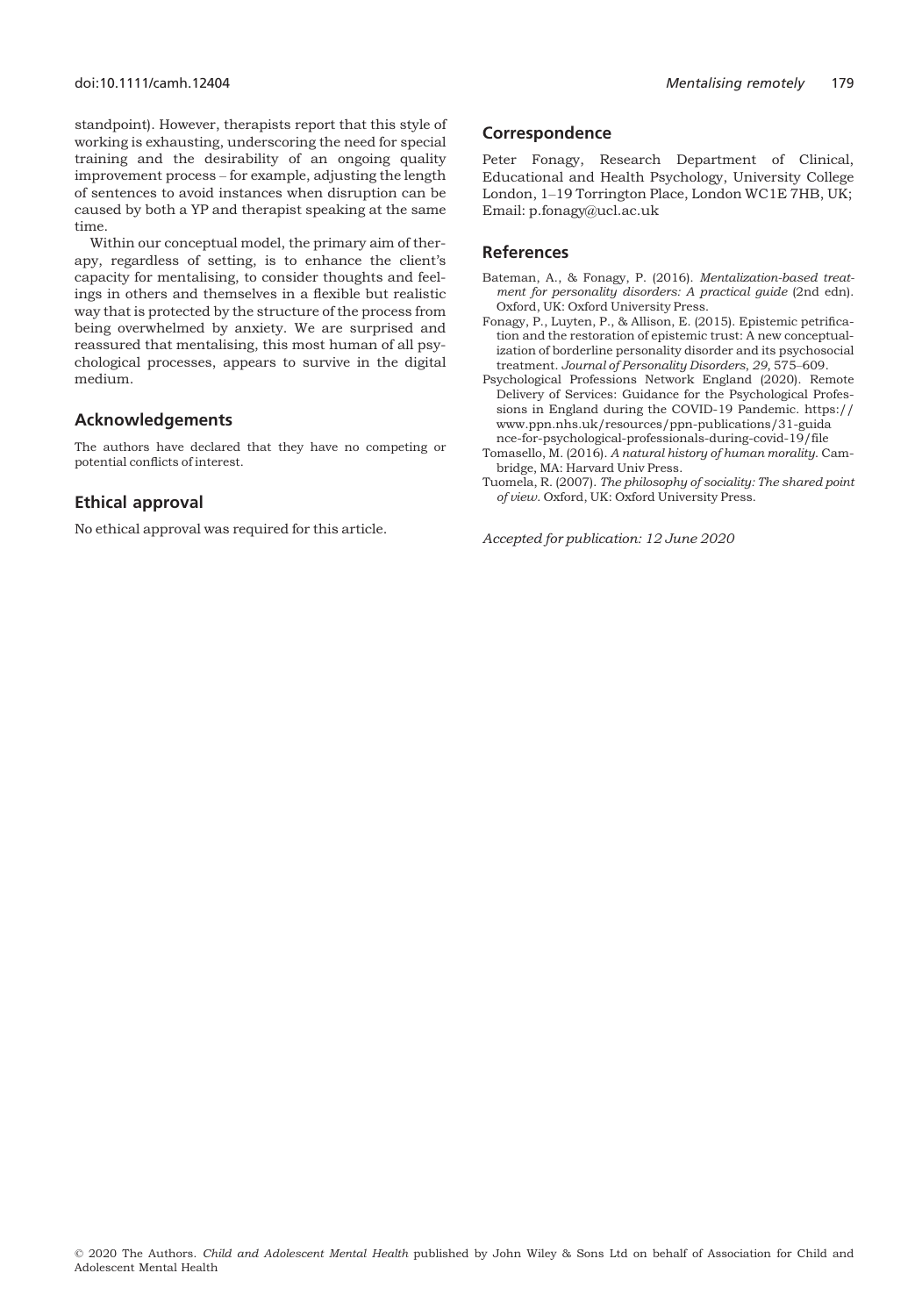standpoint). However, therapists report that this style of working is exhausting, underscoring the need for special training and the desirability of an ongoing quality improvement process – for example, adjusting the length of sentences to avoid instances when disruption can be caused by both a YP and therapist speaking at the same time.

Within our conceptual model, the primary aim of therapy, regardless of setting, is to enhance the client's capacity for mentalising, to consider thoughts and feelings in others and themselves in a flexible but realistic way that is protected by the structure of the process from being overwhelmed by anxiety. We are surprised and reassured that mentalising, this most human of all psychological processes, appears to survive in the digital medium.

## Acknowledgements

The authors have declared that they have no competing or potential conflicts of interest.

## Ethical approval

No ethical approval was required for this article.

## Correspondence

Peter Fonagy, Research Department of Clinical, Educational and Health Psychology, University College London, 1–19 Torrington Place, London WC1E 7HB, UK; Email: p.fonagy@ucl.ac.uk

## References

Bateman, A., & Fonagy, P. (2016). *Mentalization-based treatment for personality disorders: A practical guide* (2nd edn). Oxford, UK: Oxford University Press.

Fonagy, P., Luyten, P., & Allison, E. (2015). Epistemic petrification and the restoration of epistemic trust: A new conceptualization of borderline personality disorder and its psychosocial treatment. *Journal of Personality Disorders*, *29*, 575–609.

Psychological Professions Network England (2020). Remote Delivery of Services: Guidance for the Psychological Professions in England during the COVID-19 Pandemic. https://www.ppn.nhs.uk/resources/ppn-publications/31-guidance-for-psychological-professionals-during-covid-19/file

Tomasello, M. (2016). *A natural history of human morality*. Cambridge, MA: Harvard Univ Press.

Tuomela, R. (2007). *The philosophy of sociality: The shared point of view*. Oxford, UK: Oxford University Press.

*Accepted for publication: 12 June 2020*